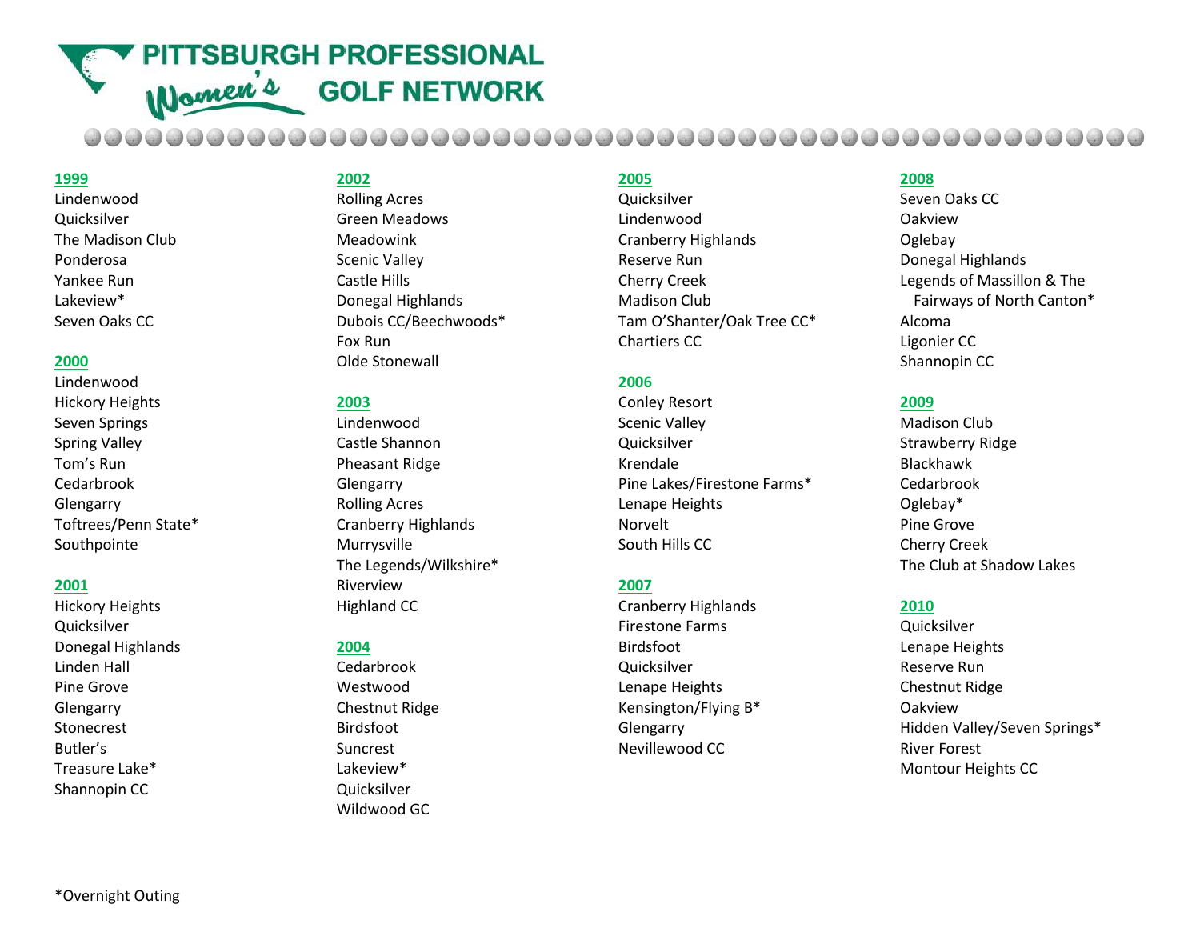# PITTSBURGH PROFESSIONAL Women's GOLF NETWORK

## 1999

Lindenwood
Quicksilver
The Madison Club
Ponderosa
Yankee Run
Lakeview*
Seven Oaks CC

## 2000

Lindenwood
Hickory Heights
Seven Springs
Spring Valley
Tom's Run
Cedarbrook
Glengarry
Toftrees/Penn State*
Southpointe

## 2001

Hickory Heights
Quicksilver
Donegal Highlands
Linden Hall
Pine Grove
Glengarry
Stonecrest
Butler's
Treasure Lake*
Shannopin CC

## 2002

Rolling Acres
Green Meadows
Meadowink
Scenic Valley
Castle Hills
Donegal Highlands
Dubois CC/Beechwoods*
Fox Run
Olde Stonewall

## 2003

Lindenwood
Castle Shannon
Pheasant Ridge
Glengarry
Rolling Acres
Cranberry Highlands
Murrysville
The Legends/Wilkshire*
Riverview
Highland CC

## 2004

Cedarbrook
Westwood
Chestnut Ridge
Birdsfoot
Suncrest
Lakeview*
Quicksilver
Wildwood GC

## 2005

Quicksilver
Lindenwood
Cranberry Highlands
Reserve Run
Cherry Creek
Madison Club
Tam O'Shanter/Oak Tree CC*
Chartiers CC

## 2006

Conley Resort
Scenic Valley
Quicksilver
Krendale
Pine Lakes/Firestone Farms*
Lenape Heights
Norvelt
South Hills CC

## 2007

Cranberry Highlands
Firestone Farms
Birdsfoot
Quicksilver
Lenape Heights
Kensington/Flying B*
Glengarry
Nevillewood CC

## 2008

Seven Oaks CC
Oakview
Oglebay
Donegal Highlands
Legends of Massillon & The Fairways of North Canton*
Alcoma
Ligonier CC
Shannopin CC

## 2009

Madison Club
Strawberry Ridge
Blackhawk
Cedarbrook
Oglebay*
Pine Grove
Cherry Creek
The Club at Shadow Lakes

## 2010

Quicksilver
Lenape Heights
Reserve Run
Chestnut Ridge
Oakview
Hidden Valley/Seven Springs*
River Forest
Montour Heights CC

*Overnight Outing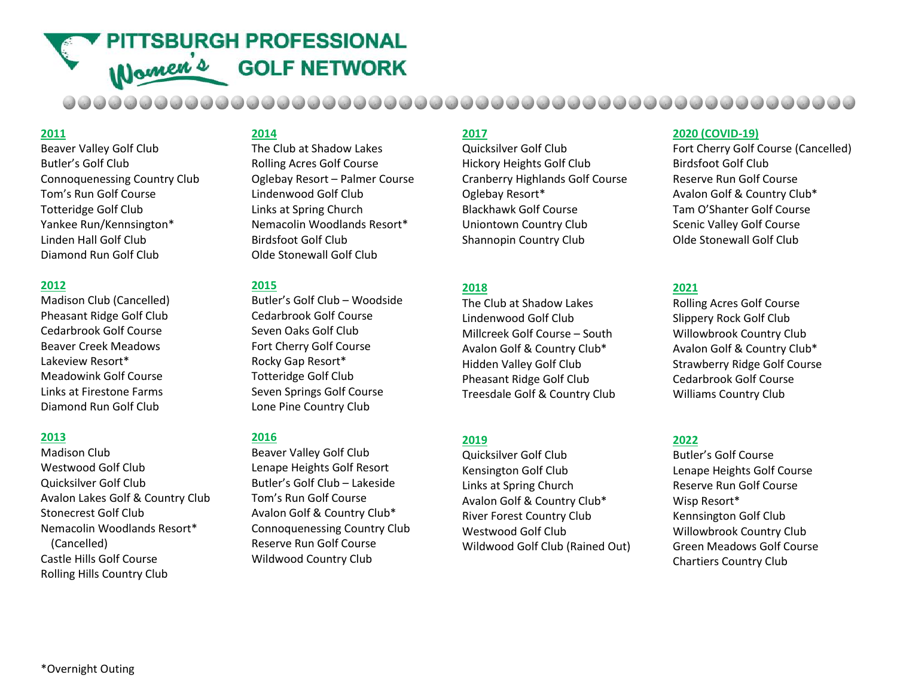# PITTSBURGH PROFESSIONAL Women's GOLF NETWORK

## 2011

Beaver Valley Golf Club
Butler's Golf Club
Connoquenessing Country Club
Tom's Run Golf Course
Totteridge Golf Club
Yankee Run/Kennsington*
Linden Hall Golf Club
Diamond Run Golf Club

## 2012

Madison Club (Cancelled)
Pheasant Ridge Golf Club
Cedarbrook Golf Course
Beaver Creek Meadows
Lakeview Resort*
Meadowink Golf Course
Links at Firestone Farms
Diamond Run Golf Club

## 2013

Madison Club
Westwood Golf Club
Quicksilver Golf Club
Avalon Lakes Golf & Country Club
Stonecrest Golf Club
Nemacolin Woodlands Resort* (Cancelled)
Castle Hills Golf Course
Rolling Hills Country Club

## 2014

The Club at Shadow Lakes
Rolling Acres Golf Course
Oglebay Resort – Palmer Course
Lindenwood Golf Club
Links at Spring Church
Nemacolin Woodlands Resort*
Birdsfoot Golf Club
Olde Stonewall Golf Club

## 2015

Butler's Golf Club – Woodside
Cedarbrook Golf Course
Seven Oaks Golf Club
Fort Cherry Golf Course
Rocky Gap Resort*
Totteridge Golf Club
Seven Springs Golf Course
Lone Pine Country Club

## 2016

Beaver Valley Golf Club
Lenape Heights Golf Resort
Butler's Golf Club – Lakeside
Tom's Run Golf Course
Avalon Golf & Country Club*
Connoquenessing Country Club
Reserve Run Golf Course
Wildwood Country Club

## 2017

Quicksilver Golf Club
Hickory Heights Golf Club
Cranberry Highlands Golf Course
Oglebay Resort*
Blackhawk Golf Course
Uniontown Country Club
Shannopin Country Club

## 2018

The Club at Shadow Lakes
Lindenwood Golf Club
Millcreek Golf Course – South
Avalon Golf & Country Club*
Hidden Valley Golf Club
Pheasant Ridge Golf Club
Treesdale Golf & Country Club

## 2019

Quicksilver Golf Club
Kensington Golf Club
Links at Spring Church
Avalon Golf & Country Club*
River Forest Country Club
Westwood Golf Club
Wildwood Golf Club (Rained Out)

## 2020 (COVID-19)

Fort Cherry Golf Course (Cancelled)
Birdsfoot Golf Club
Reserve Run Golf Course
Avalon Golf & Country Club*
Tam O'Shanter Golf Course
Scenic Valley Golf Course
Olde Stonewall Golf Club

## 2021

Rolling Acres Golf Course
Slippery Rock Golf Club
Willowbrook Country Club
Avalon Golf & Country Club*
Strawberry Ridge Golf Course
Cedarbrook Golf Course
Williams Country Club

## 2022

Butler's Golf Course
Lenape Heights Golf Course
Reserve Run Golf Course
Wisp Resort*
Kennsington Golf Club
Willowbrook Country Club
Green Meadows Golf Course
Chartiers Country Club

*Overnight Outing